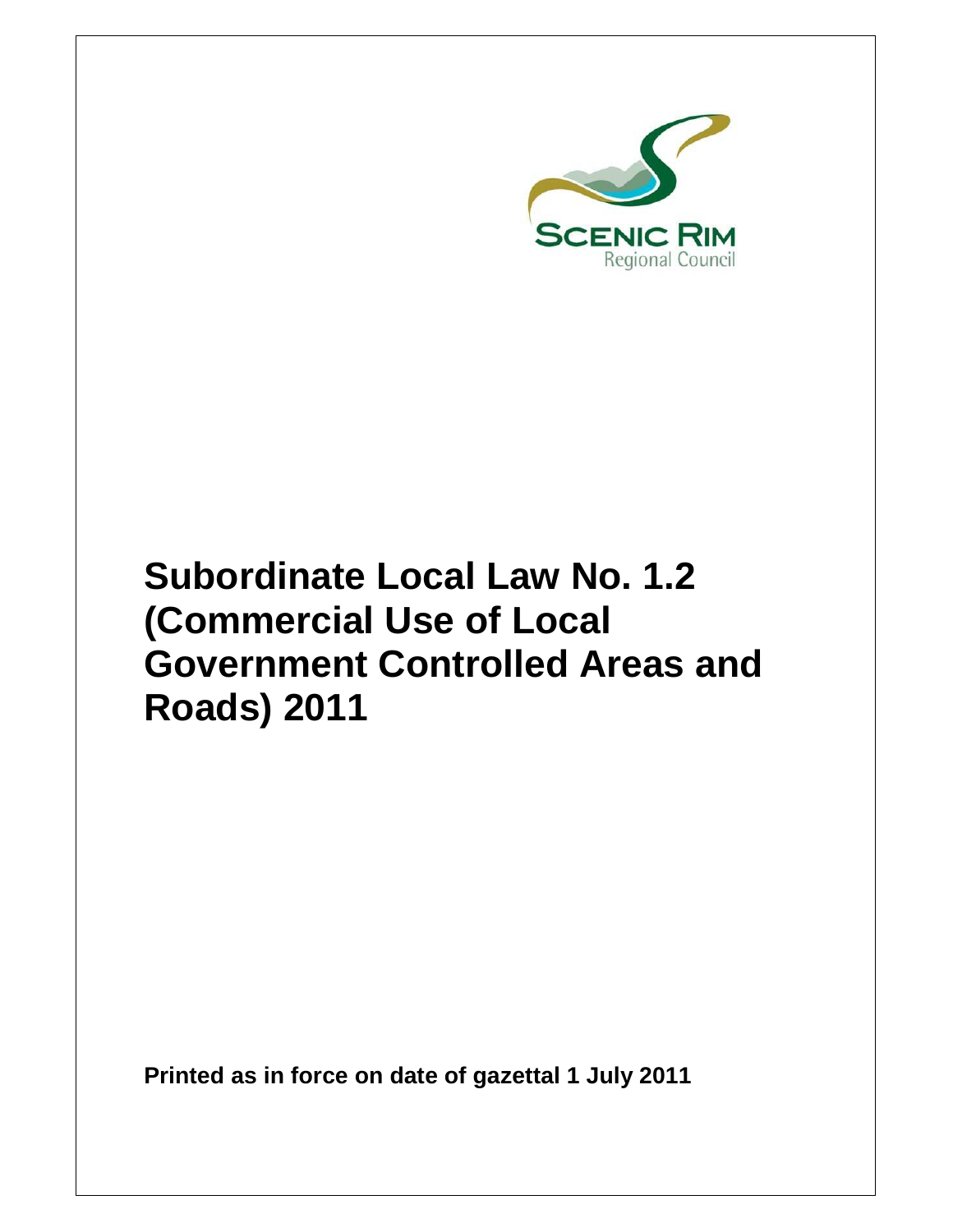SCENIC RIM
Regional Council

# Subordinate Local Law No. 1.2 (Commercial Use of Local Government Controlled Areas and Roads) 2011

**Printed as in force on date of gazettal 1 July 2011**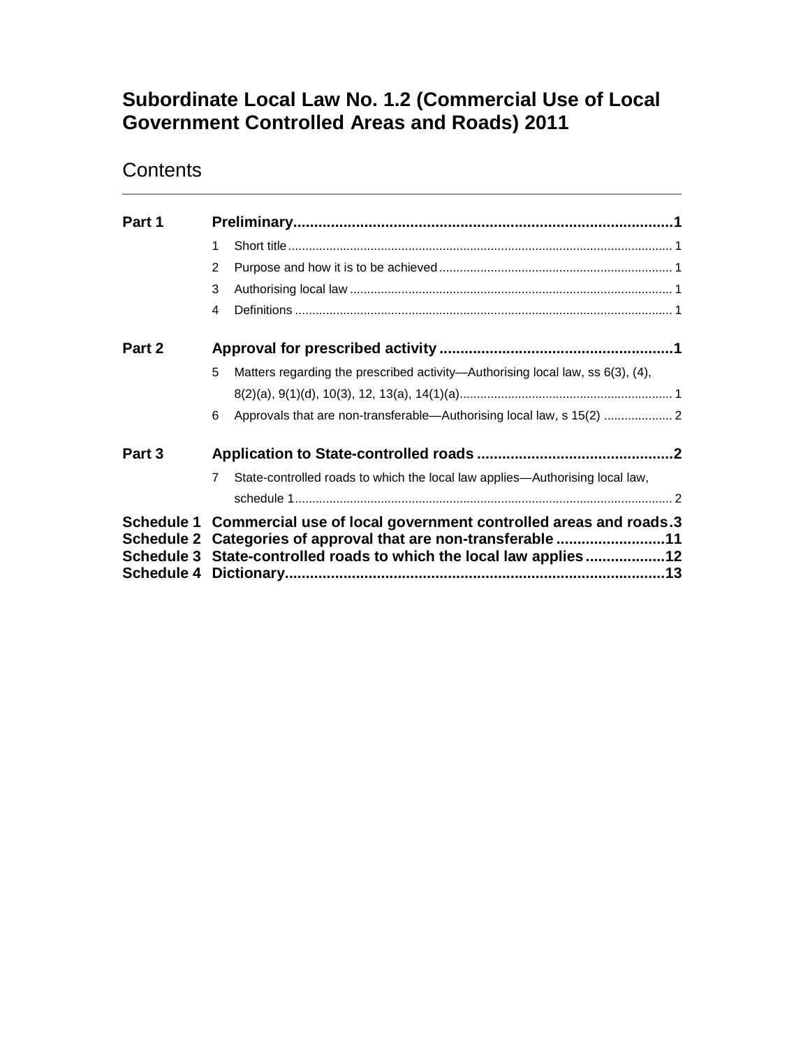# Subordinate Local Law No. 1.2 (Commercial Use of Local Government Controlled Areas and Roads) 2011

## Contents

| | | |
|---|---|---|
| **Part 1** | **Preliminary** | **1** |
| | 1 Short title | 1 |
| | 2 Purpose and how it is to be achieved | 1 |
| | 3 Authorising local law | 1 |
| | 4 Definitions | 1 |
| **Part 2** | **Approval for prescribed activity** | **1** |
| | 5 Matters regarding the prescribed activity—Authorising local law, ss 6(3), (4), 8(2)(a), 9(1)(d), 10(3), 12, 13(a), 14(1)(a) | 1 |
| | 6 Approvals that are non-transferable—Authorising local law, s 15(2) | 2 |
| **Part 3** | **Application to State-controlled roads** | **2** |
| | 7 State-controlled roads to which the local law applies—Authorising local law, schedule 1 | 2 |
| **Schedule 1** | **Commercial use of local government controlled areas and roads** | **3** |
| **Schedule 2** | **Categories of approval that are non-transferable** | **11** |
| **Schedule 3** | **State-controlled roads to which the local law applies** | **12** |
| **Schedule 4** | **Dictionary** | **13** |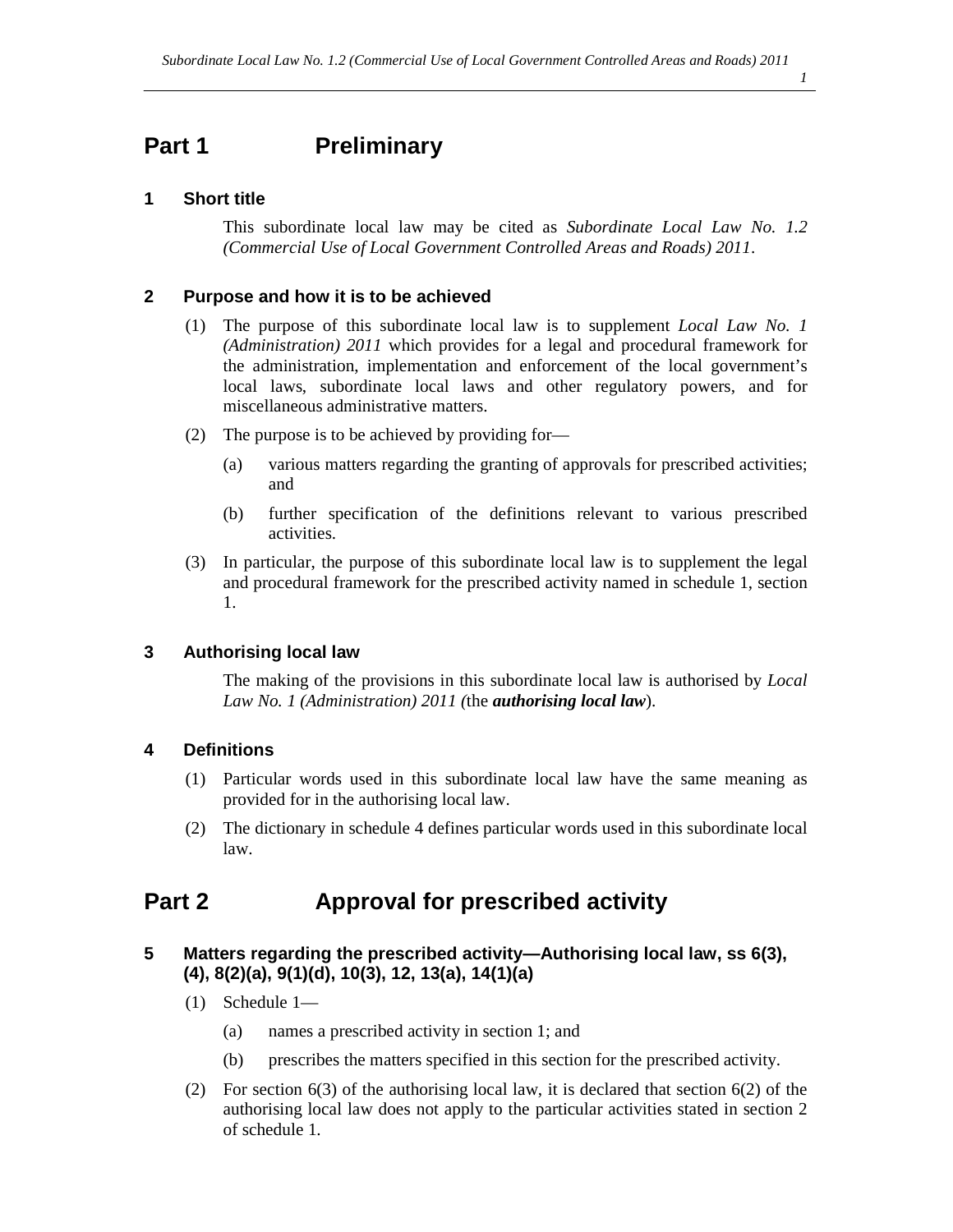# Part 1 Preliminary

### 1 Short title

This subordinate local law may be cited as *Subordinate Local Law No. 1.2 (Commercial Use of Local Government Controlled Areas and Roads) 2011*.

### 2 Purpose and how it is to be achieved

(1) The purpose of this subordinate local law is to supplement *Local Law No. 1 (Administration) 2011* which provides for a legal and procedural framework for the administration, implementation and enforcement of the local government's local laws, subordinate local laws and other regulatory powers, and for miscellaneous administrative matters.

(2) The purpose is to be achieved by providing for—

(a) various matters regarding the granting of approvals for prescribed activities; and

(b) further specification of the definitions relevant to various prescribed activities.

(3) In particular, the purpose of this subordinate local law is to supplement the legal and procedural framework for the prescribed activity named in schedule 1, section 1.

### 3 Authorising local law

The making of the provisions in this subordinate local law is authorised by *Local Law No. 1 (Administration) 2011 (*the ***authorising local law***).

### 4 Definitions

(1) Particular words used in this subordinate local law have the same meaning as provided for in the authorising local law.

(2) The dictionary in schedule 4 defines particular words used in this subordinate local law.

# Part 2 Approval for prescribed activity

### 5 Matters regarding the prescribed activity—Authorising local law, ss 6(3), (4), 8(2)(a), 9(1)(d), 10(3), 12, 13(a), 14(1)(a)

(1) Schedule 1—

(a) names a prescribed activity in section 1; and

(b) prescribes the matters specified in this section for the prescribed activity.

(2) For section 6(3) of the authorising local law, it is declared that section 6(2) of the authorising local law does not apply to the particular activities stated in section 2 of schedule 1.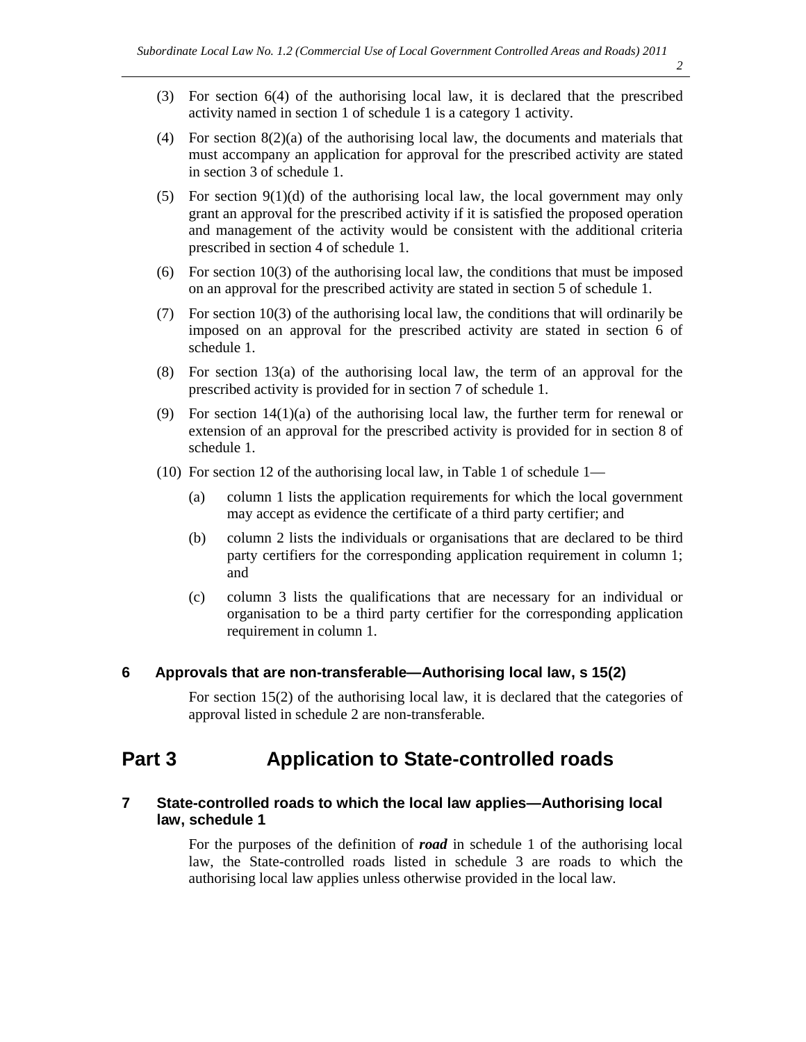(3) For section 6(4) of the authorising local law, it is declared that the prescribed activity named in section 1 of schedule 1 is a category 1 activity.

(4) For section 8(2)(a) of the authorising local law, the documents and materials that must accompany an application for approval for the prescribed activity are stated in section 3 of schedule 1.

(5) For section 9(1)(d) of the authorising local law, the local government may only grant an approval for the prescribed activity if it is satisfied the proposed operation and management of the activity would be consistent with the additional criteria prescribed in section 4 of schedule 1.

(6) For section 10(3) of the authorising local law, the conditions that must be imposed on an approval for the prescribed activity are stated in section 5 of schedule 1.

(7) For section 10(3) of the authorising local law, the conditions that will ordinarily be imposed on an approval for the prescribed activity are stated in section 6 of schedule 1.

(8) For section 13(a) of the authorising local law, the term of an approval for the prescribed activity is provided for in section 7 of schedule 1.

(9) For section 14(1)(a) of the authorising local law, the further term for renewal or extension of an approval for the prescribed activity is provided for in section 8 of schedule 1.

(10) For section 12 of the authorising local law, in Table 1 of schedule 1—

(a) column 1 lists the application requirements for which the local government may accept as evidence the certificate of a third party certifier; and

(b) column 2 lists the individuals or organisations that are declared to be third party certifiers for the corresponding application requirement in column 1; and

(c) column 3 lists the qualifications that are necessary for an individual or organisation to be a third party certifier for the corresponding application requirement in column 1.

### 6 Approvals that are non-transferable—Authorising local law, s 15(2)

For section 15(2) of the authorising local law, it is declared that the categories of approval listed in schedule 2 are non-transferable.

## Part 3 Application to State-controlled roads

### 7 State-controlled roads to which the local law applies—Authorising local law, schedule 1

For the purposes of the definition of ***road*** in schedule 1 of the authorising local law, the State-controlled roads listed in schedule 3 are roads to which the authorising local law applies unless otherwise provided in the local law.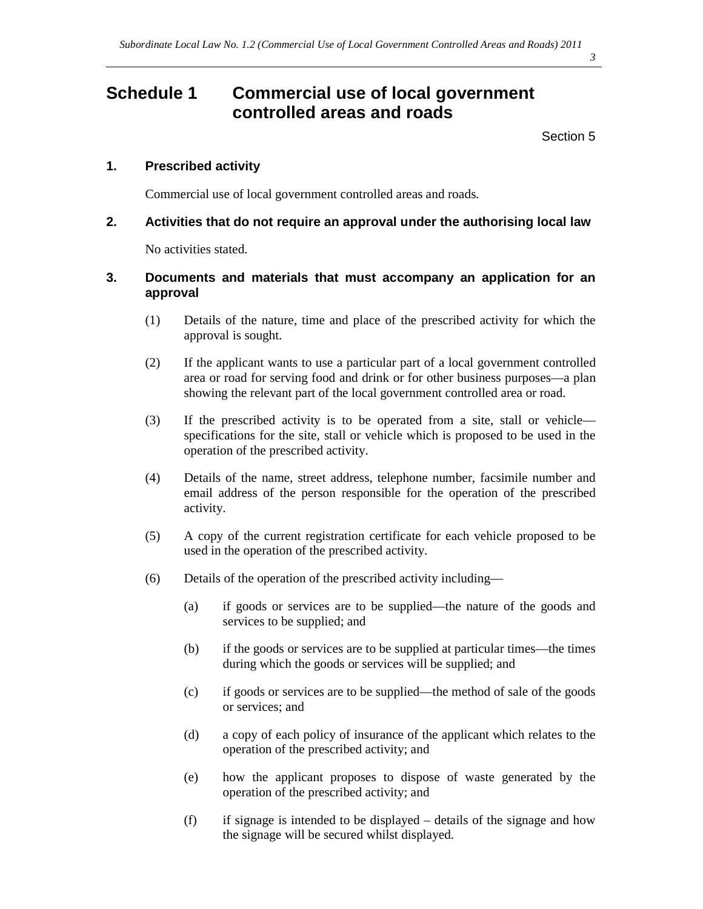# Schedule 1 Commercial use of local government controlled areas and roads

Section 5

### 1. Prescribed activity

Commercial use of local government controlled areas and roads.

### 2. Activities that do not require an approval under the authorising local law

No activities stated.

### 3. Documents and materials that must accompany an application for an approval

(1) Details of the nature, time and place of the prescribed activity for which the approval is sought.

(2) If the applicant wants to use a particular part of a local government controlled area or road for serving food and drink or for other business purposes—a plan showing the relevant part of the local government controlled area or road.

(3) If the prescribed activity is to be operated from a site, stall or vehicle—specifications for the site, stall or vehicle which is proposed to be used in the operation of the prescribed activity.

(4) Details of the name, street address, telephone number, facsimile number and email address of the person responsible for the operation of the prescribed activity.

(5) A copy of the current registration certificate for each vehicle proposed to be used in the operation of the prescribed activity.

(6) Details of the operation of the prescribed activity including—

(a) if goods or services are to be supplied—the nature of the goods and services to be supplied; and

(b) if the goods or services are to be supplied at particular times—the times during which the goods or services will be supplied; and

(c) if goods or services are to be supplied—the method of sale of the goods or services; and

(d) a copy of each policy of insurance of the applicant which relates to the operation of the prescribed activity; and

(e) how the applicant proposes to dispose of waste generated by the operation of the prescribed activity; and

(f) if signage is intended to be displayed – details of the signage and how the signage will be secured whilst displayed.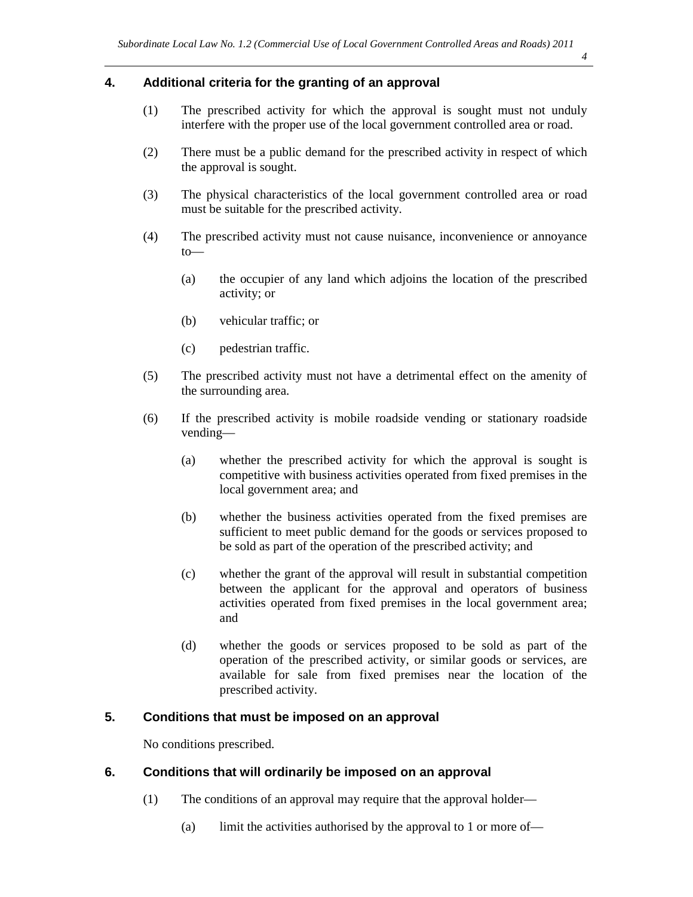## 4. Additional criteria for the granting of an approval

(1) The prescribed activity for which the approval is sought must not unduly interfere with the proper use of the local government controlled area or road.

(2) There must be a public demand for the prescribed activity in respect of which the approval is sought.

(3) The physical characteristics of the local government controlled area or road must be suitable for the prescribed activity.

(4) The prescribed activity must not cause nuisance, inconvenience or annoyance to—

(a) the occupier of any land which adjoins the location of the prescribed activity; or

(b) vehicular traffic; or

(c) pedestrian traffic.

(5) The prescribed activity must not have a detrimental effect on the amenity of the surrounding area.

(6) If the prescribed activity is mobile roadside vending or stationary roadside vending—

(a) whether the prescribed activity for which the approval is sought is competitive with business activities operated from fixed premises in the local government area; and

(b) whether the business activities operated from the fixed premises are sufficient to meet public demand for the goods or services proposed to be sold as part of the operation of the prescribed activity; and

(c) whether the grant of the approval will result in substantial competition between the applicant for the approval and operators of business activities operated from fixed premises in the local government area; and

(d) whether the goods or services proposed to be sold as part of the operation of the prescribed activity, or similar goods or services, are available for sale from fixed premises near the location of the prescribed activity.

## 5. Conditions that must be imposed on an approval

No conditions prescribed.

## 6. Conditions that will ordinarily be imposed on an approval

(1) The conditions of an approval may require that the approval holder—

(a) limit the activities authorised by the approval to 1 or more of—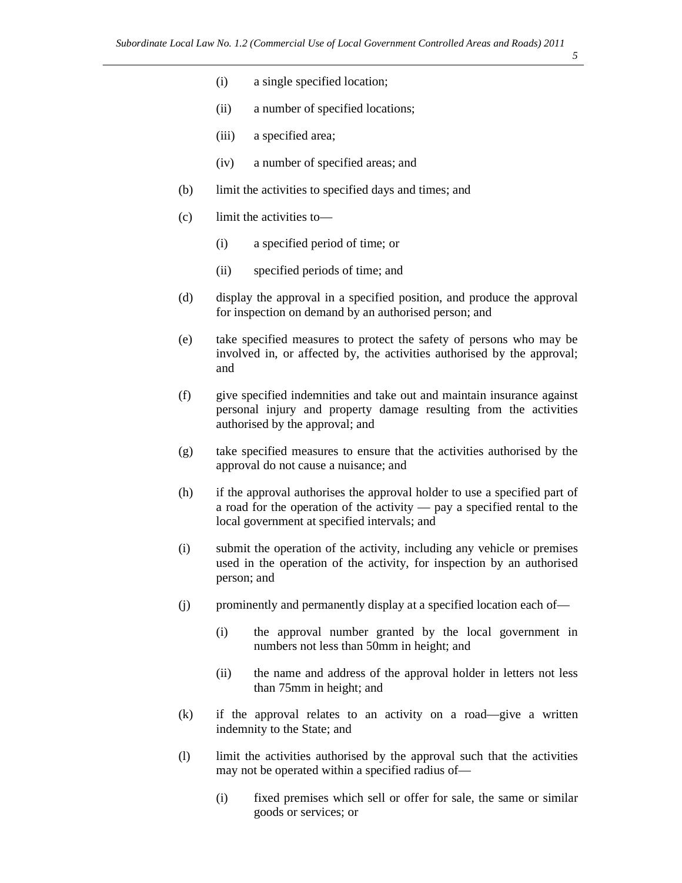(i) a single specified location;

(ii) a number of specified locations;

(iii) a specified area;

(iv) a number of specified areas; and

(b) limit the activities to specified days and times; and

(c) limit the activities to—

(i) a specified period of time; or

(ii) specified periods of time; and

(d) display the approval in a specified position, and produce the approval for inspection on demand by an authorised person; and

(e) take specified measures to protect the safety of persons who may be involved in, or affected by, the activities authorised by the approval; and

(f) give specified indemnities and take out and maintain insurance against personal injury and property damage resulting from the activities authorised by the approval; and

(g) take specified measures to ensure that the activities authorised by the approval do not cause a nuisance; and

(h) if the approval authorises the approval holder to use a specified part of a road for the operation of the activity — pay a specified rental to the local government at specified intervals; and

(i) submit the operation of the activity, including any vehicle or premises used in the operation of the activity, for inspection by an authorised person; and

(j) prominently and permanently display at a specified location each of—

(i) the approval number granted by the local government in numbers not less than 50mm in height; and

(ii) the name and address of the approval holder in letters not less than 75mm in height; and

(k) if the approval relates to an activity on a road—give a written indemnity to the State; and

(l) limit the activities authorised by the approval such that the activities may not be operated within a specified radius of—

(i) fixed premises which sell or offer for sale, the same or similar goods or services; or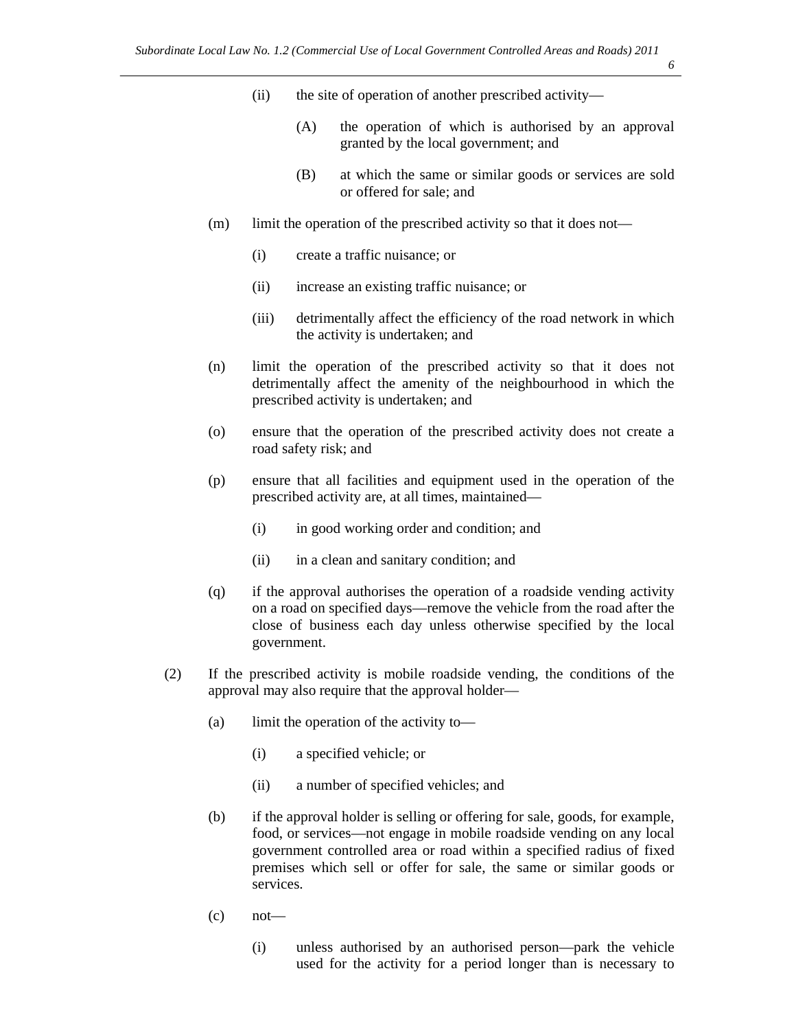(ii) the site of operation of another prescribed activity—

(A) the operation of which is authorised by an approval granted by the local government; and

(B) at which the same or similar goods or services are sold or offered for sale; and

(m) limit the operation of the prescribed activity so that it does not—

(i) create a traffic nuisance; or

(ii) increase an existing traffic nuisance; or

(iii) detrimentally affect the efficiency of the road network in which the activity is undertaken; and

(n) limit the operation of the prescribed activity so that it does not detrimentally affect the amenity of the neighbourhood in which the prescribed activity is undertaken; and

(o) ensure that the operation of the prescribed activity does not create a road safety risk; and

(p) ensure that all facilities and equipment used in the operation of the prescribed activity are, at all times, maintained—

(i) in good working order and condition; and

(ii) in a clean and sanitary condition; and

(q) if the approval authorises the operation of a roadside vending activity on a road on specified days—remove the vehicle from the road after the close of business each day unless otherwise specified by the local government.

(2) If the prescribed activity is mobile roadside vending, the conditions of the approval may also require that the approval holder—

(a) limit the operation of the activity to—

(i) a specified vehicle; or

(ii) a number of specified vehicles; and

(b) if the approval holder is selling or offering for sale, goods, for example, food, or services—not engage in mobile roadside vending on any local government controlled area or road within a specified radius of fixed premises which sell or offer for sale, the same or similar goods or services.

(c) not—

(i) unless authorised by an authorised person—park the vehicle used for the activity for a period longer than is necessary to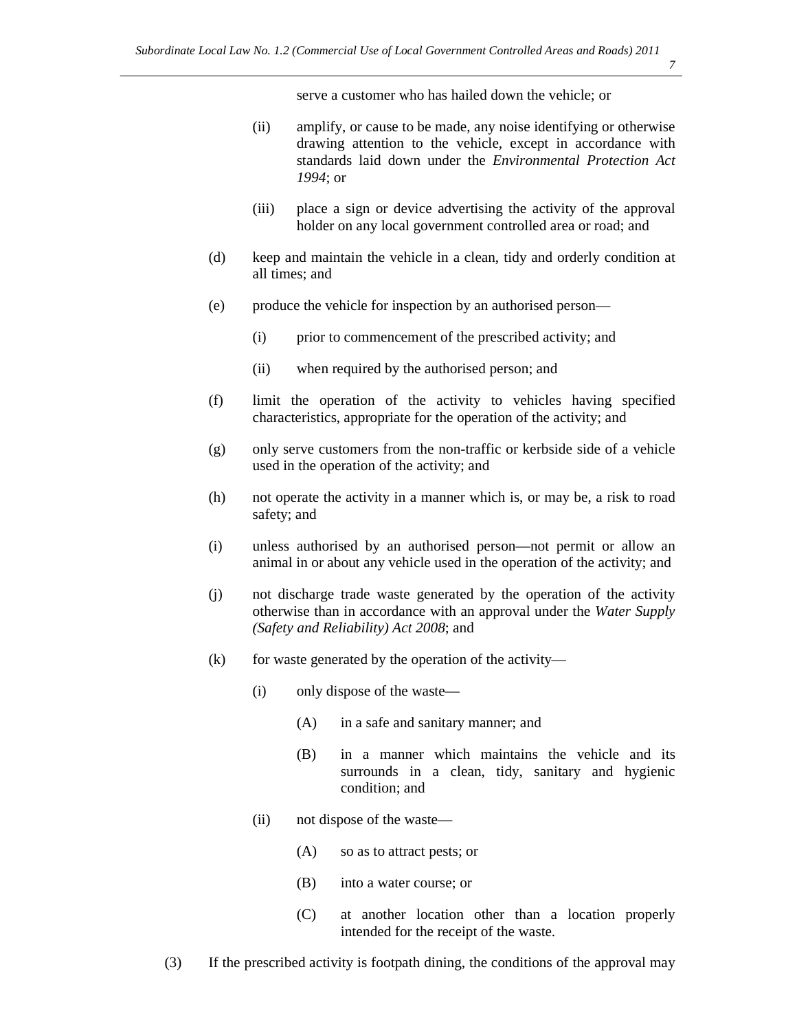serve a customer who has hailed down the vehicle; or

(ii) amplify, or cause to be made, any noise identifying or otherwise drawing attention to the vehicle, except in accordance with standards laid down under the *Environmental Protection Act 1994*; or

(iii) place a sign or device advertising the activity of the approval holder on any local government controlled area or road; and

(d) keep and maintain the vehicle in a clean, tidy and orderly condition at all times; and

(e) produce the vehicle for inspection by an authorised person—

(i) prior to commencement of the prescribed activity; and

(ii) when required by the authorised person; and

(f) limit the operation of the activity to vehicles having specified characteristics, appropriate for the operation of the activity; and

(g) only serve customers from the non-traffic or kerbside side of a vehicle used in the operation of the activity; and

(h) not operate the activity in a manner which is, or may be, a risk to road safety; and

(i) unless authorised by an authorised person—not permit or allow an animal in or about any vehicle used in the operation of the activity; and

(j) not discharge trade waste generated by the operation of the activity otherwise than in accordance with an approval under the *Water Supply (Safety and Reliability) Act 2008*; and

(k) for waste generated by the operation of the activity—

(i) only dispose of the waste—

(A) in a safe and sanitary manner; and

(B) in a manner which maintains the vehicle and its surrounds in a clean, tidy, sanitary and hygienic condition; and

(ii) not dispose of the waste—

(A) so as to attract pests; or

(B) into a water course; or

(C) at another location other than a location properly intended for the receipt of the waste.

(3) If the prescribed activity is footpath dining, the conditions of the approval may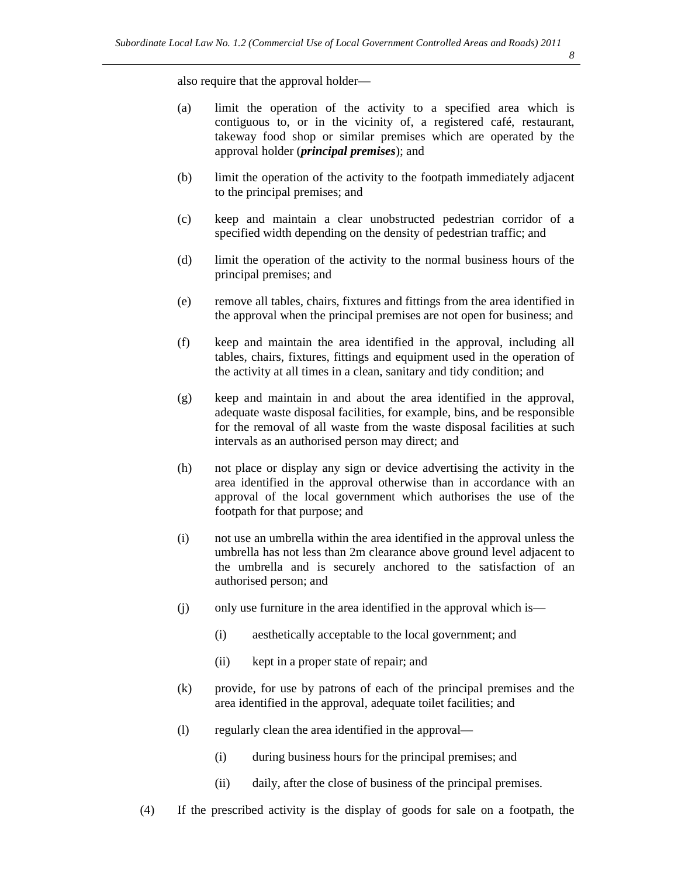also require that the approval holder—

(a) limit the operation of the activity to a specified area which is contiguous to, or in the vicinity of, a registered café, restaurant, takeway food shop or similar premises which are operated by the approval holder (***principal premises***); and

(b) limit the operation of the activity to the footpath immediately adjacent to the principal premises; and

(c) keep and maintain a clear unobstructed pedestrian corridor of a specified width depending on the density of pedestrian traffic; and

(d) limit the operation of the activity to the normal business hours of the principal premises; and

(e) remove all tables, chairs, fixtures and fittings from the area identified in the approval when the principal premises are not open for business; and

(f) keep and maintain the area identified in the approval, including all tables, chairs, fixtures, fittings and equipment used in the operation of the activity at all times in a clean, sanitary and tidy condition; and

(g) keep and maintain in and about the area identified in the approval, adequate waste disposal facilities, for example, bins, and be responsible for the removal of all waste from the waste disposal facilities at such intervals as an authorised person may direct; and

(h) not place or display any sign or device advertising the activity in the area identified in the approval otherwise than in accordance with an approval of the local government which authorises the use of the footpath for that purpose; and

(i) not use an umbrella within the area identified in the approval unless the umbrella has not less than 2m clearance above ground level adjacent to the umbrella and is securely anchored to the satisfaction of an authorised person; and

(j) only use furniture in the area identified in the approval which is—

  (i) aesthetically acceptable to the local government; and

  (ii) kept in a proper state of repair; and

(k) provide, for use by patrons of each of the principal premises and the area identified in the approval, adequate toilet facilities; and

(l) regularly clean the area identified in the approval—

  (i) during business hours for the principal premises; and

  (ii) daily, after the close of business of the principal premises.

(4) If the prescribed activity is the display of goods for sale on a footpath, the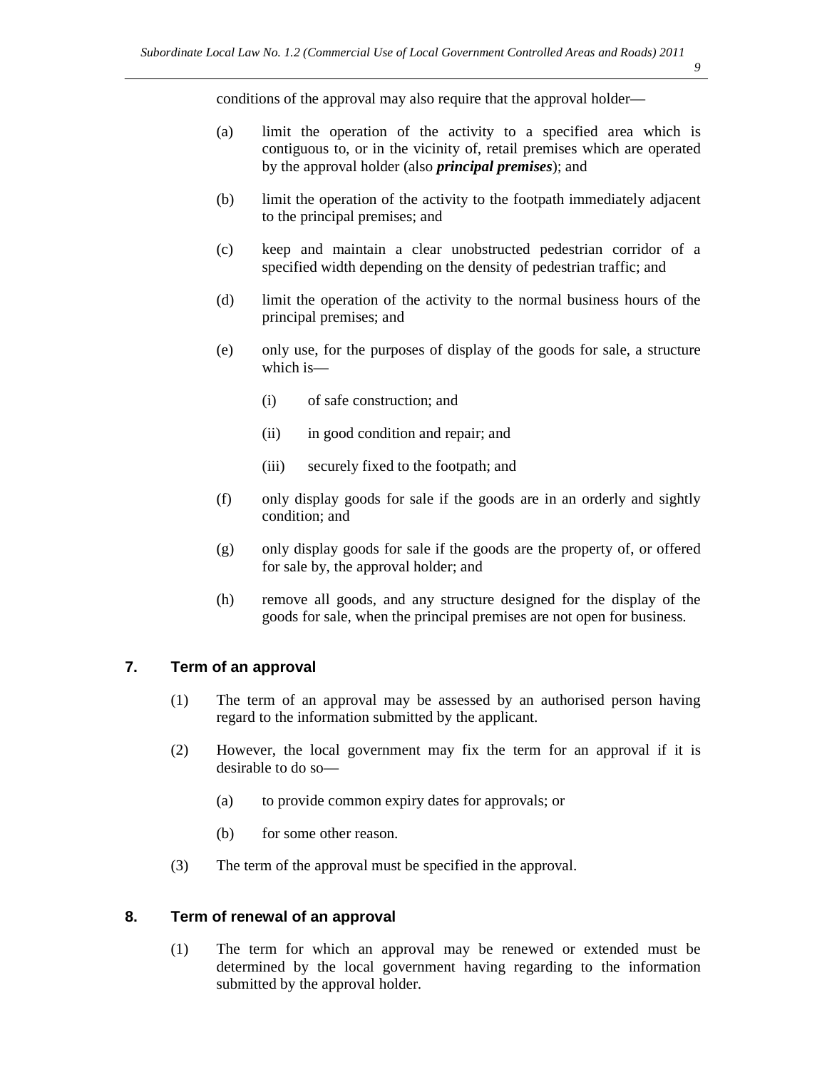conditions of the approval may also require that the approval holder—

(a) limit the operation of the activity to a specified area which is contiguous to, or in the vicinity of, retail premises which are operated by the approval holder (also ***principal premises***); and

(b) limit the operation of the activity to the footpath immediately adjacent to the principal premises; and

(c) keep and maintain a clear unobstructed pedestrian corridor of a specified width depending on the density of pedestrian traffic; and

(d) limit the operation of the activity to the normal business hours of the principal premises; and

(e) only use, for the purposes of display of the goods for sale, a structure which is—

   (i) of safe construction; and

   (ii) in good condition and repair; and

   (iii) securely fixed to the footpath; and

(f) only display goods for sale if the goods are in an orderly and sightly condition; and

(g) only display goods for sale if the goods are the property of, or offered for sale by, the approval holder; and

(h) remove all goods, and any structure designed for the display of the goods for sale, when the principal premises are not open for business.

## 7. Term of an approval

(1) The term of an approval may be assessed by an authorised person having regard to the information submitted by the applicant.

(2) However, the local government may fix the term for an approval if it is desirable to do so—

   (a) to provide common expiry dates for approvals; or

   (b) for some other reason.

(3) The term of the approval must be specified in the approval.

## 8. Term of renewal of an approval

(1) The term for which an approval may be renewed or extended must be determined by the local government having regarding to the information submitted by the approval holder.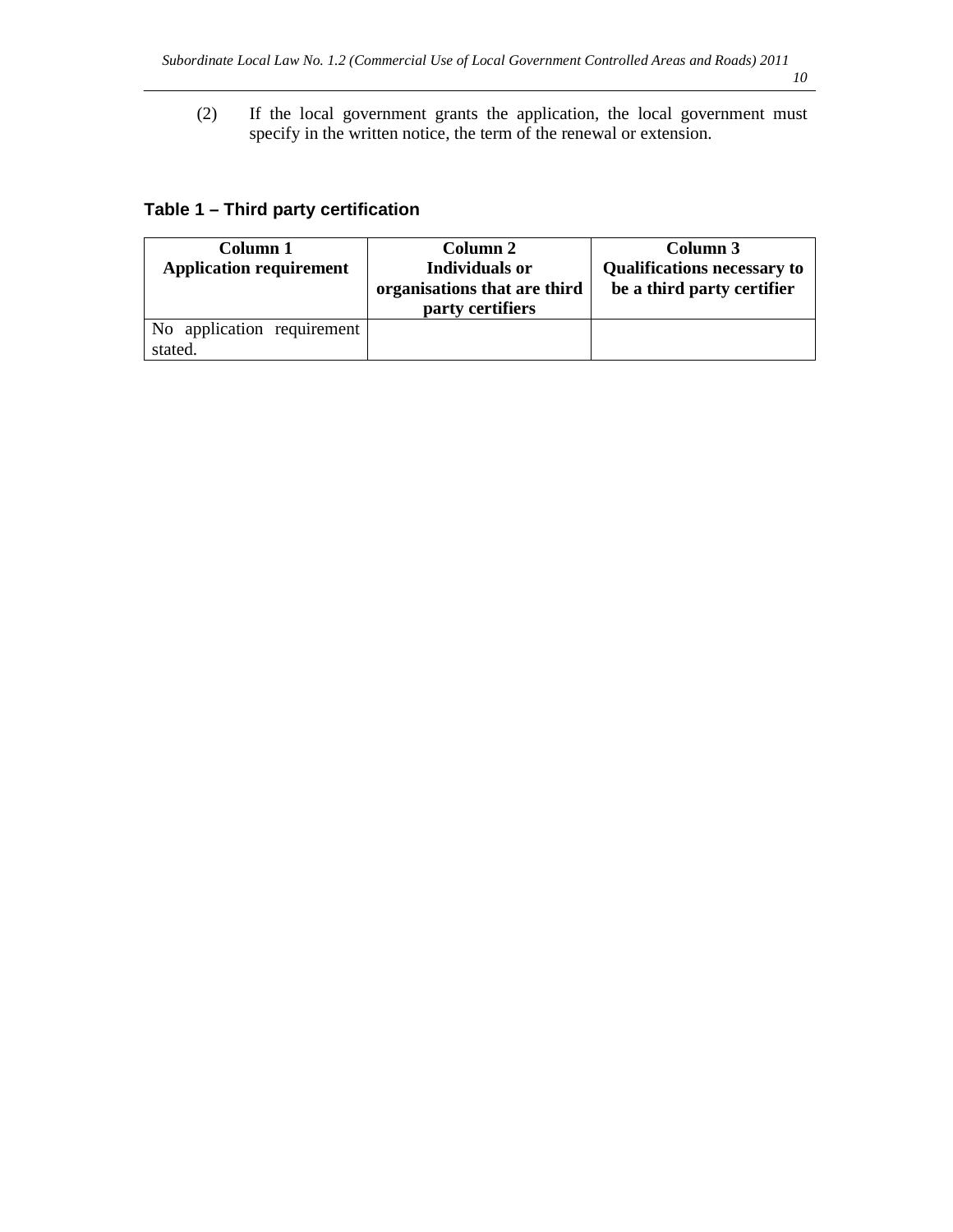(2) If the local government grants the application, the local government must specify in the written notice, the term of the renewal or extension.

### Table 1 – Third party certification

| Column 1<br>Application requirement | Column 2<br>Individuals or organisations that are third party certifiers | Column 3<br>Qualifications necessary to be a third party certifier |
|---|---|---|
| No application requirement stated. | | |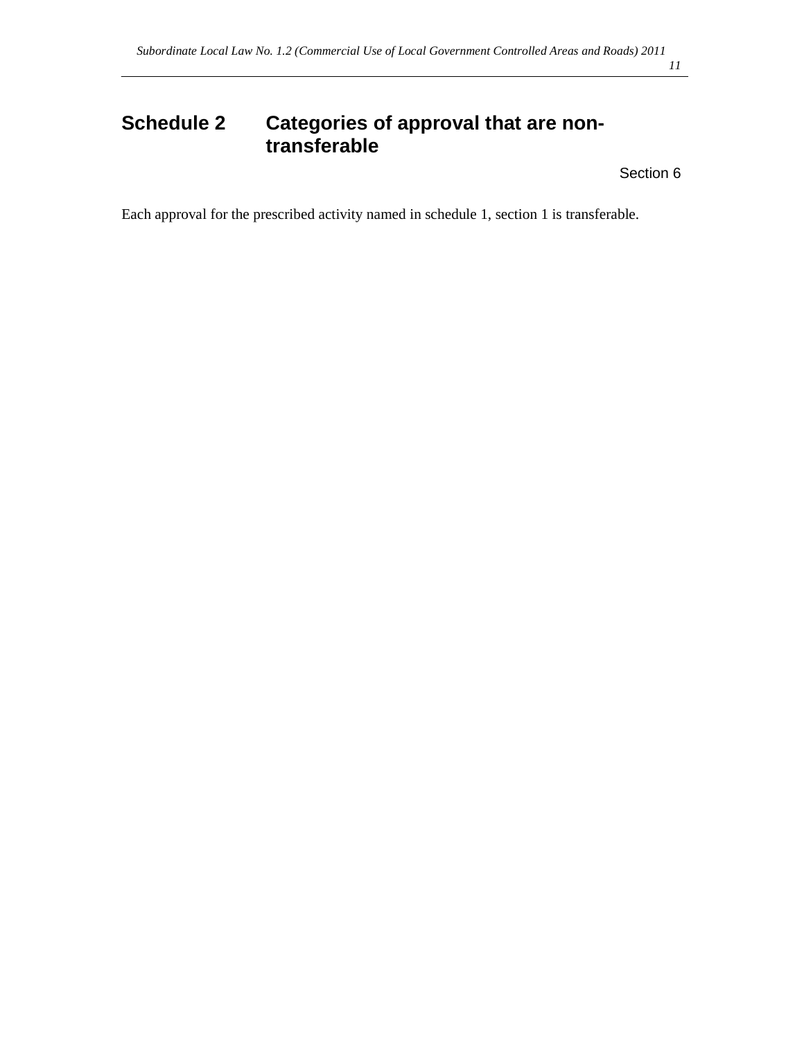# Schedule 2 Categories of approval that are non-transferable

Section 6

Each approval for the prescribed activity named in schedule 1, section 1 is transferable.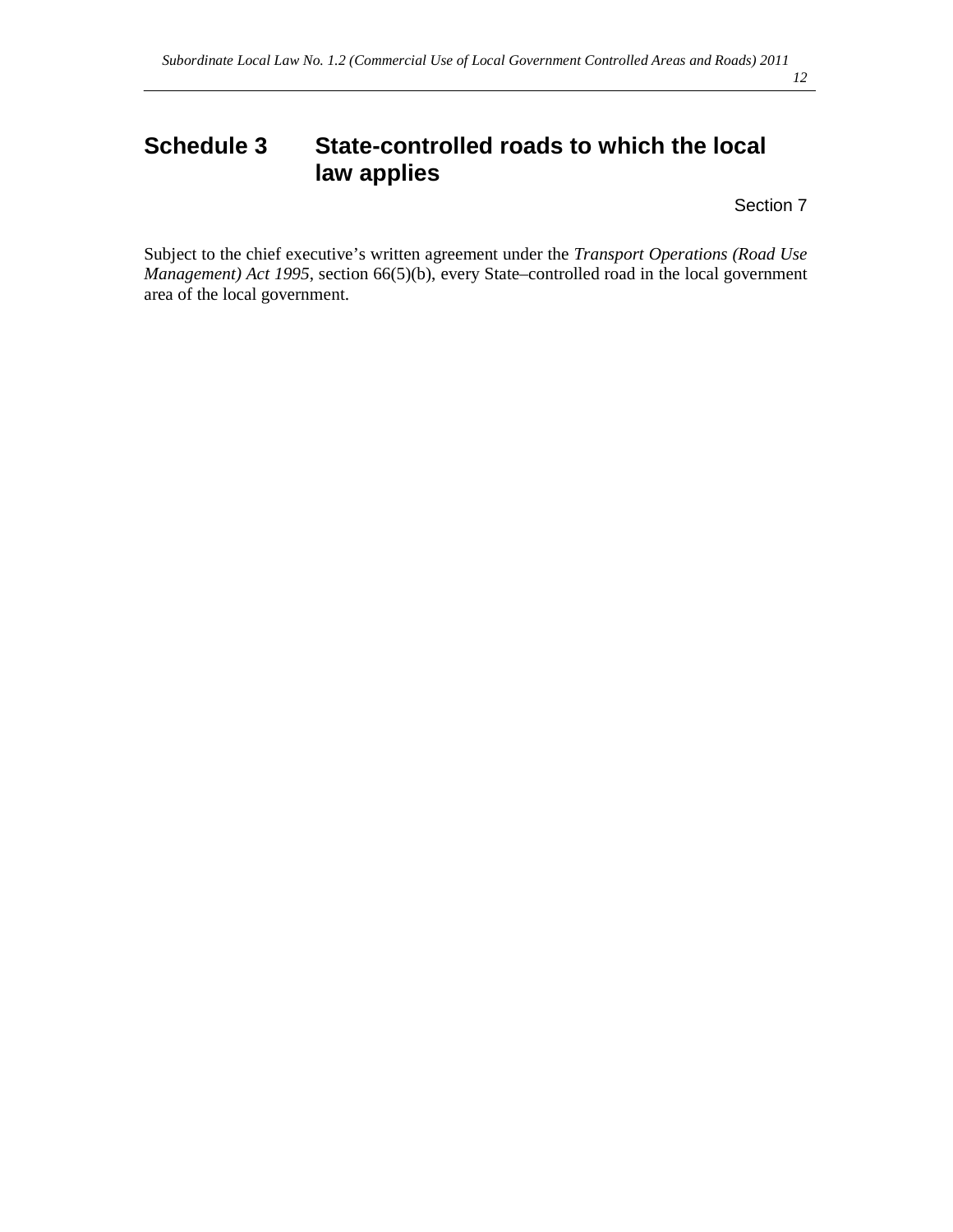# Schedule 3 State-controlled roads to which the local law applies

Section 7

Subject to the chief executive's written agreement under the *Transport Operations (Road Use Management) Act 1995*, section 66(5)(b), every State–controlled road in the local government area of the local government.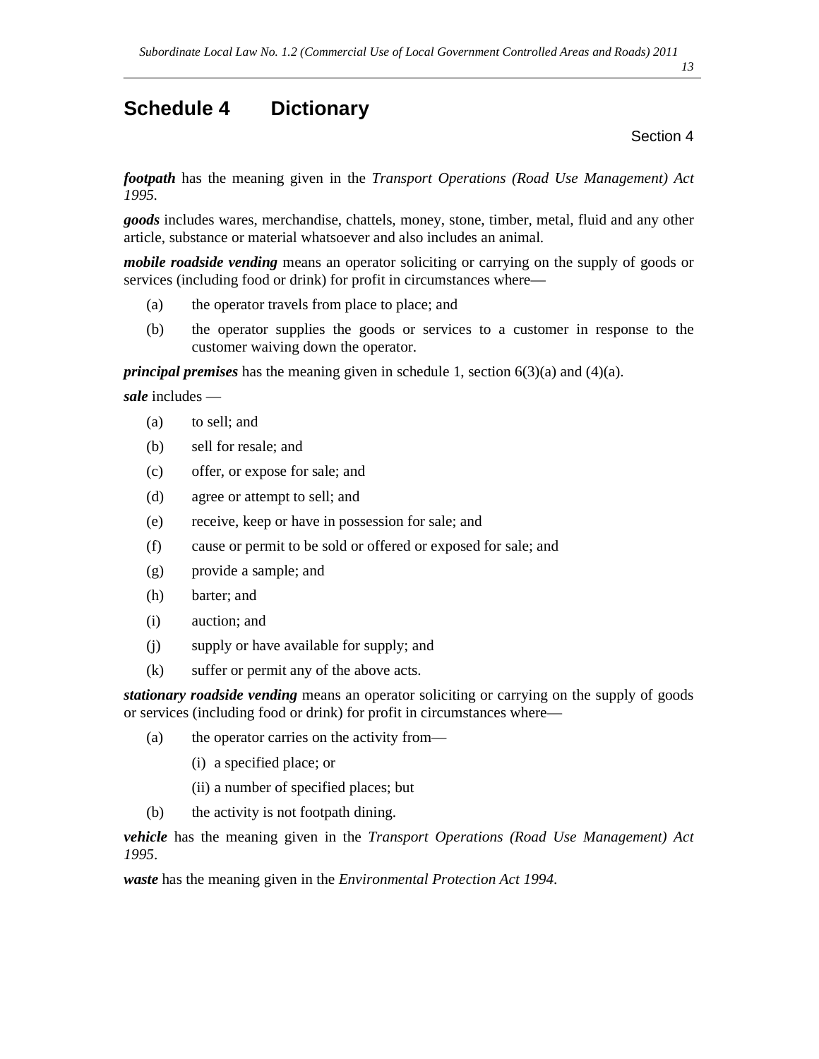# Schedule 4 Dictionary

Section 4

***footpath*** has the meaning given in the *Transport Operations (Road Use Management) Act 1995*.

***goods*** includes wares, merchandise, chattels, money, stone, timber, metal, fluid and any other article, substance or material whatsoever and also includes an animal.

***mobile roadside vending*** means an operator soliciting or carrying on the supply of goods or services (including food or drink) for profit in circumstances where—

(a) the operator travels from place to place; and

(b) the operator supplies the goods or services to a customer in response to the customer waiving down the operator.

***principal premises*** has the meaning given in schedule 1, section 6(3)(a) and (4)(a).

***sale*** includes —

(a) to sell; and

(b) sell for resale; and

(c) offer, or expose for sale; and

(d) agree or attempt to sell; and

(e) receive, keep or have in possession for sale; and

(f) cause or permit to be sold or offered or exposed for sale; and

(g) provide a sample; and

(h) barter; and

(i) auction; and

(j) supply or have available for supply; and

(k) suffer or permit any of the above acts.

***stationary roadside vending*** means an operator soliciting or carrying on the supply of goods or services (including food or drink) for profit in circumstances where—

(a) the operator carries on the activity from—

(i) a specified place; or

(ii) a number of specified places; but

(b) the activity is not footpath dining.

***vehicle*** has the meaning given in the *Transport Operations (Road Use Management) Act 1995*.

***waste*** has the meaning given in the *Environmental Protection Act 1994*.